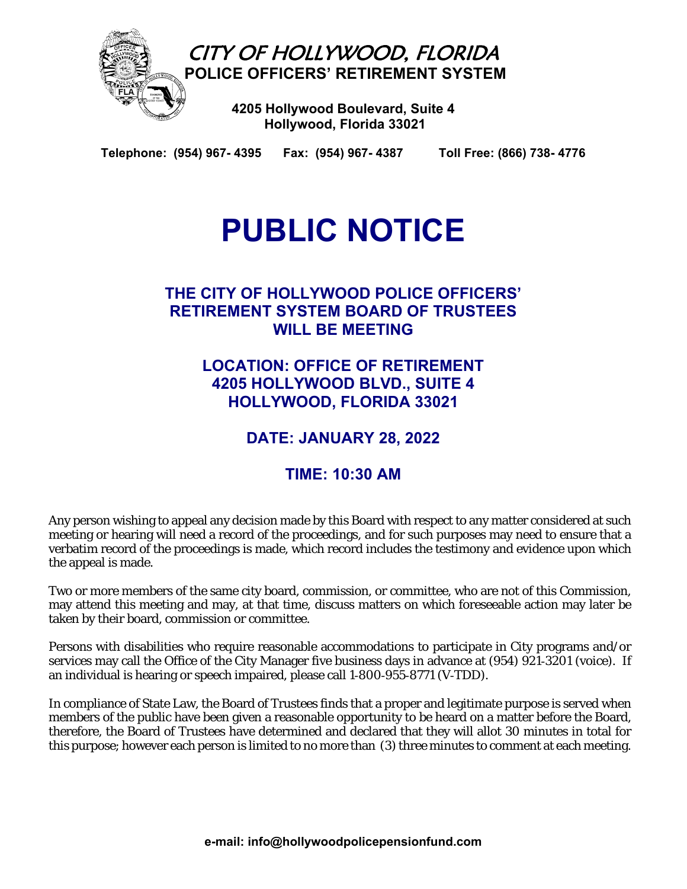# CITY OF HOLLYWOOD, FLORIDA

**POLICE OFFICERS' RETIREMENT SYSTEM**

**4205 Hollywood Boulevard, Suite 4**
**Hollywood, Florida 33021**

**Telephone: (954) 967- 4395 Fax: (954) 967- 4387 Toll Free: (866) 738- 4776**

# PUBLIC NOTICE

## THE CITY OF HOLLYWOOD POLICE OFFICERS' RETIREMENT SYSTEM BOARD OF TRUSTEES WILL BE MEETING

## LOCATION: OFFICE OF RETIREMENT 4205 HOLLYWOOD BLVD., SUITE 4 HOLLYWOOD, FLORIDA 33021

## DATE: JANUARY 28, 2022

## TIME: 10:30 AM

Any person wishing to appeal any decision made by this Board with respect to any matter considered at such meeting or hearing will need a record of the proceedings, and for such purposes may need to ensure that a verbatim record of the proceedings is made, which record includes the testimony and evidence upon which the appeal is made.

Two or more members of the same city board, commission, or committee, who are not of this Commission, may attend this meeting and may, at that time, discuss matters on which foreseeable action may later be taken by their board, commission or committee.

Persons with disabilities who require reasonable accommodations to participate in City programs and/or services may call the Office of the City Manager five business days in advance at (954) 921-3201 (voice). If an individual is hearing or speech impaired, please call 1-800-955-8771 (V-TDD).

In compliance of State Law, the Board of Trustees finds that a proper and legitimate purpose is served when members of the public have been given a reasonable opportunity to be heard on a matter before the Board, therefore, the Board of Trustees have determined and declared that they will allot 30 minutes in total for this purpose; however each person is limited to no more than (3) three minutes to comment at each meeting.

**e-mail: info@hollywoodpolicepensionfund.com**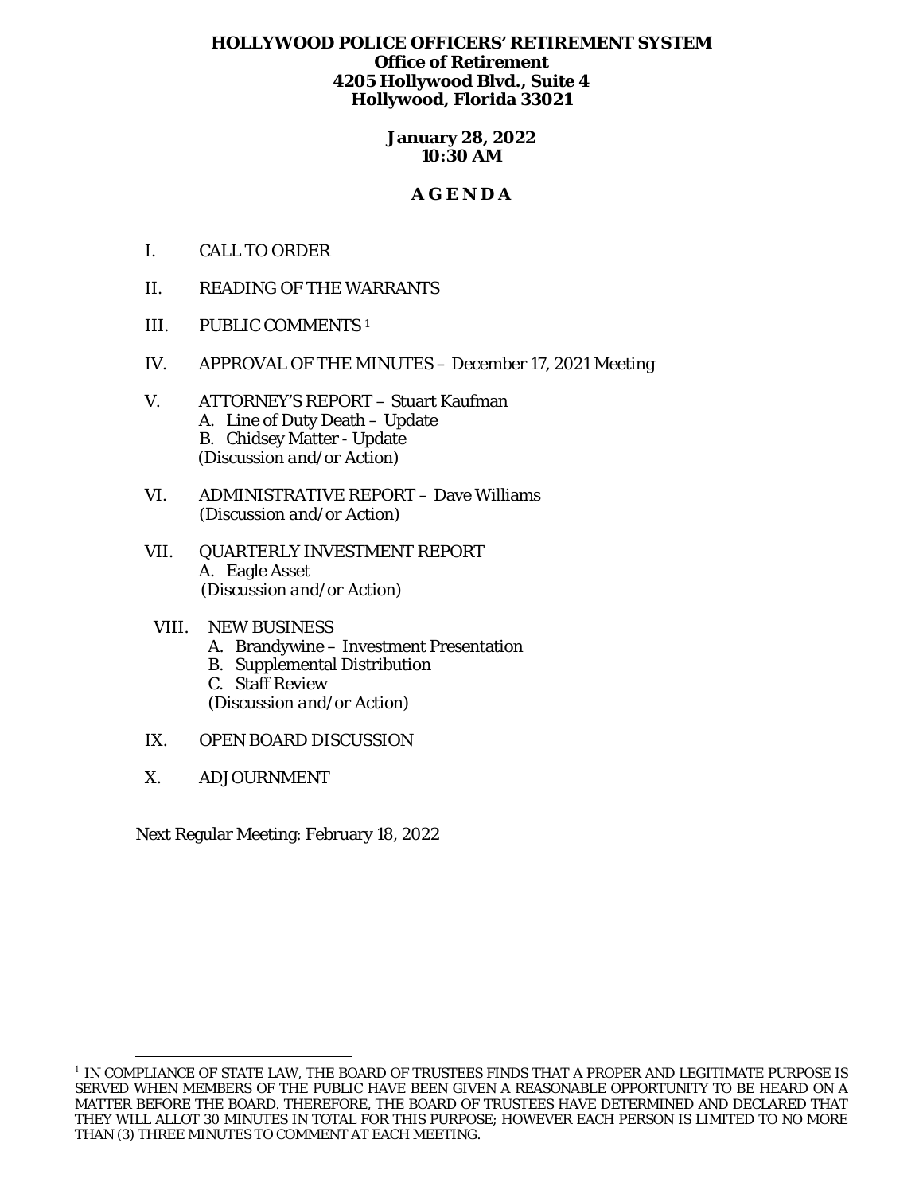**HOLLYWOOD POLICE OFFICERS' RETIREMENT SYSTEM**
**Office of Retirement**
**4205 Hollywood Blvd., Suite 4**
**Hollywood, Florida 33021**

**January 28, 2022**
**10:30 AM**

# A G E N D A

I. CALL TO ORDER

II. READING OF THE WARRANTS

III. PUBLIC COMMENTS [1]

IV. APPROVAL OF THE MINUTES – December 17, 2021 Meeting

V. ATTORNEY'S REPORT – Stuart Kaufman
   A. Line of Duty Death – Update
   B. Chidsey Matter - Update
   *(Discussion and/or Action)*

VI. ADMINISTRATIVE REPORT – Dave Williams
   *(Discussion and/or Action)*

VII. QUARTERLY INVESTMENT REPORT
   A. Eagle Asset
   *(Discussion and/or Action)*

VIII. NEW BUSINESS
   A. Brandywine – Investment Presentation
   B. Supplemental Distribution
   C. Staff Review
   *(Discussion and/or Action)*

IX. OPEN BOARD DISCUSSION

X. ADJOURNMENT

Next Regular Meeting: February 18, 2022

---

[1] IN COMPLIANCE OF STATE LAW, THE BOARD OF TRUSTEES FINDS THAT A PROPER AND LEGITIMATE PURPOSE IS SERVED WHEN MEMBERS OF THE PUBLIC HAVE BEEN GIVEN A REASONABLE OPPORTUNITY TO BE HEARD ON A MATTER BEFORE THE BOARD. THEREFORE, THE BOARD OF TRUSTEES HAVE DETERMINED AND DECLARED THAT THEY WILL ALLOT 30 MINUTES IN TOTAL FOR THIS PURPOSE; HOWEVER EACH PERSON IS LIMITED TO NO MORE THAN (3) THREE MINUTES TO COMMENT AT EACH MEETING.